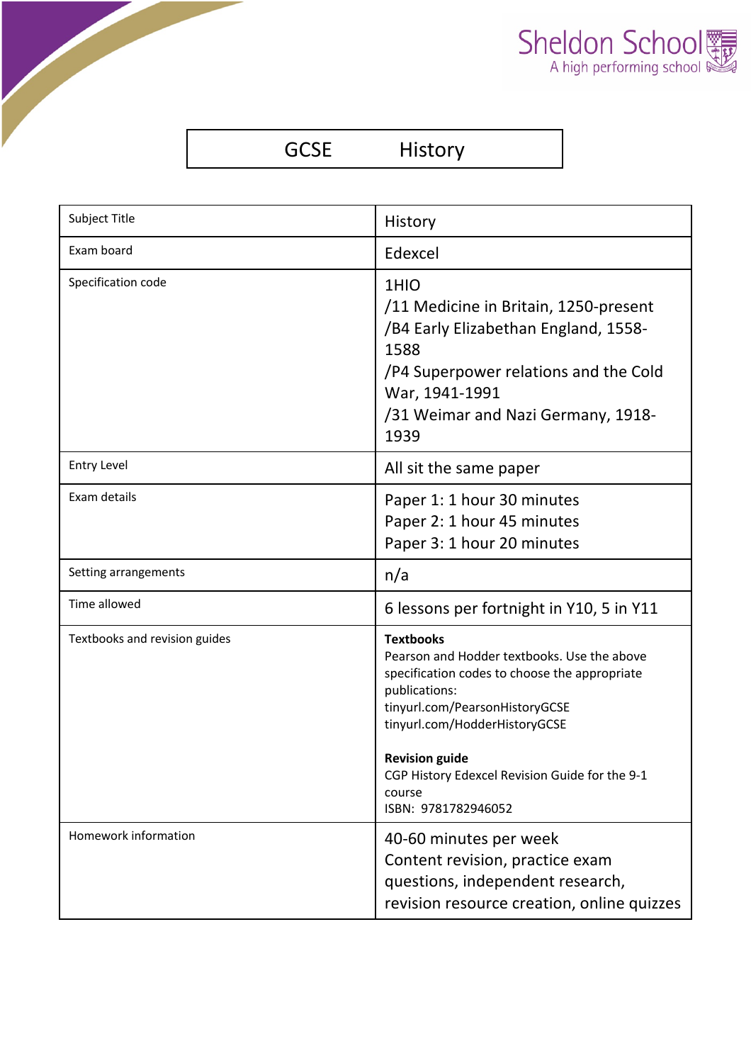Sheldon School
A high performing school

# GCSE History

| Subject Title | History |
|---|---|
| Exam board | Edexcel |
| Specification code | 1HIO<br>/11 Medicine in Britain, 1250-present<br>/B4 Early Elizabethan England, 1558-1588<br>/P4 Superpower relations and the Cold War, 1941-1991<br>/31 Weimar and Nazi Germany, 1918-1939 |
| Entry Level | All sit the same paper |
| Exam details | Paper 1: 1 hour 30 minutes<br>Paper 2: 1 hour 45 minutes<br>Paper 3: 1 hour 20 minutes |
| Setting arrangements | n/a |
| Time allowed | 6 lessons per fortnight in Y10, 5 in Y11 |
| Textbooks and revision guides | **Textbooks**<br>Pearson and Hodder textbooks. Use the above specification codes to choose the appropriate publications:<br>tinyurl.com/PearsonHistoryGCSE<br>tinyurl.com/HodderHistoryGCSE<br><br>**Revision guide**<br>CGP History Edexcel Revision Guide for the 9-1 course<br>ISBN: 9781782946052 |
| Homework information | 40-60 minutes per week<br>Content revision, practice exam questions, independent research, revision resource creation, online quizzes |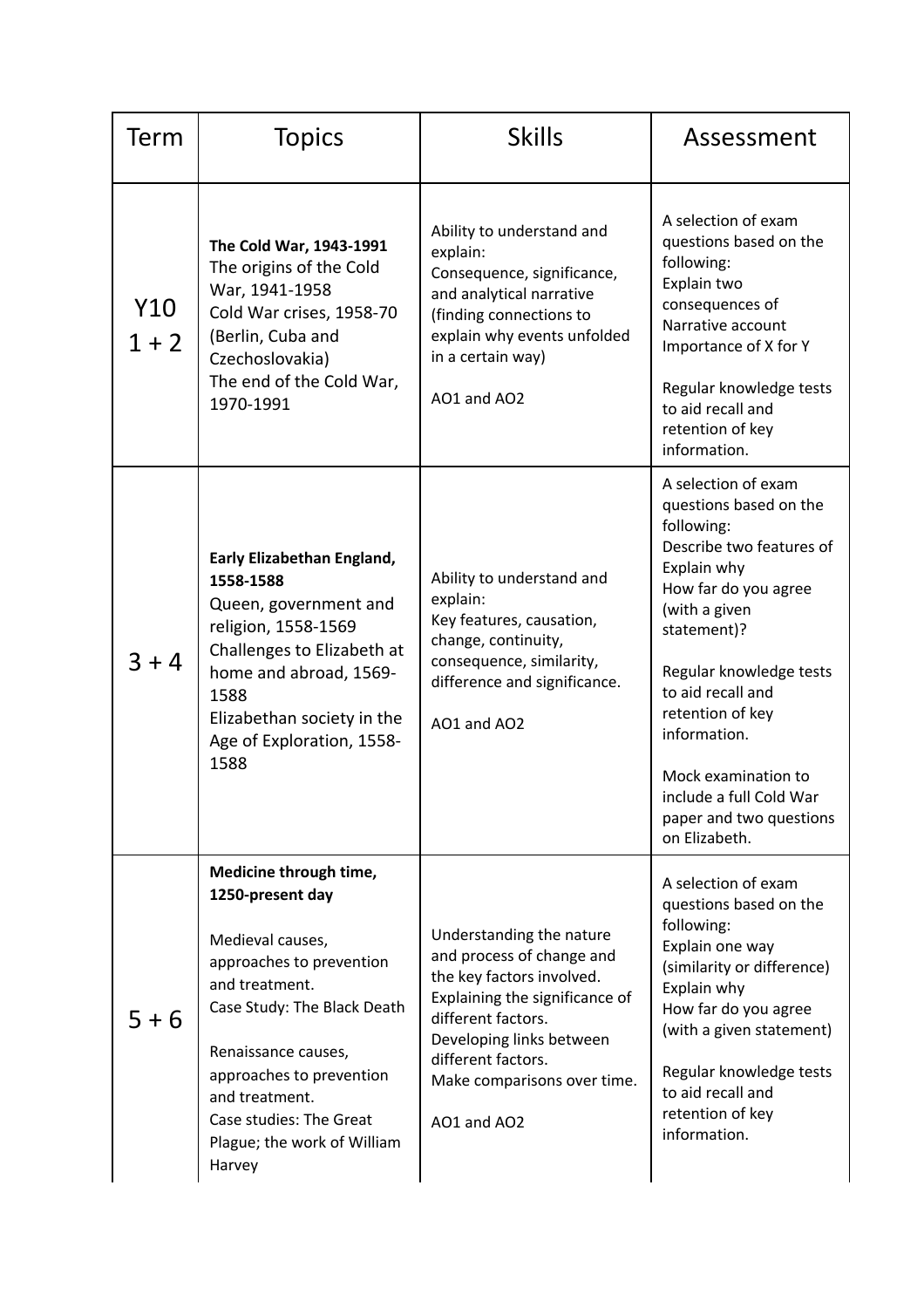| Term | Topics | Skills | Assessment |
|---|---|---|---|
| Y10<br>1 + 2 | **The Cold War, 1943-1991**<br>The origins of the Cold War, 1941-1958<br>Cold War crises, 1958-70 (Berlin, Cuba and Czechoslovakia)<br>The end of the Cold War, 1970-1991 | Ability to understand and explain:<br>Consequence, significance, and analytical narrative (finding connections to explain why events unfolded in a certain way)<br><br>AO1 and AO2 | A selection of exam questions based on the following:<br>Explain two consequences of<br>Narrative account<br>Importance of X for Y<br><br>Regular knowledge tests to aid recall and retention of key information. |
| 3 + 4 | **Early Elizabethan England, 1558-1588**<br>Queen, government and religion, 1558-1569<br>Challenges to Elizabeth at home and abroad, 1569-1588<br>Elizabethan society in the Age of Exploration, 1558-1588 | Ability to understand and explain:<br>Key features, causation, change, continuity, consequence, similarity, difference and significance.<br><br>AO1 and AO2 | A selection of exam questions based on the following:<br>Describe two features of<br>Explain why<br>How far do you agree (with a given statement)?<br><br>Regular knowledge tests to aid recall and retention of key information.<br><br>Mock examination to include a full Cold War paper and two questions on Elizabeth. |
| 5 + 6 | **Medicine through time, 1250-present day**<br><br>Medieval causes, approaches to prevention and treatment.<br>Case Study: The Black Death<br><br>Renaissance causes, approaches to prevention and treatment.<br>Case studies: The Great Plague; the work of William Harvey | Understanding the nature and process of change and the key factors involved.<br>Explaining the significance of different factors.<br>Developing links between different factors.<br>Make comparisons over time.<br><br>AO1 and AO2 | A selection of exam questions based on the following:<br>Explain one way (similarity or difference)<br>Explain why<br>How far do you agree (with a given statement)<br><br>Regular knowledge tests to aid recall and retention of key information. |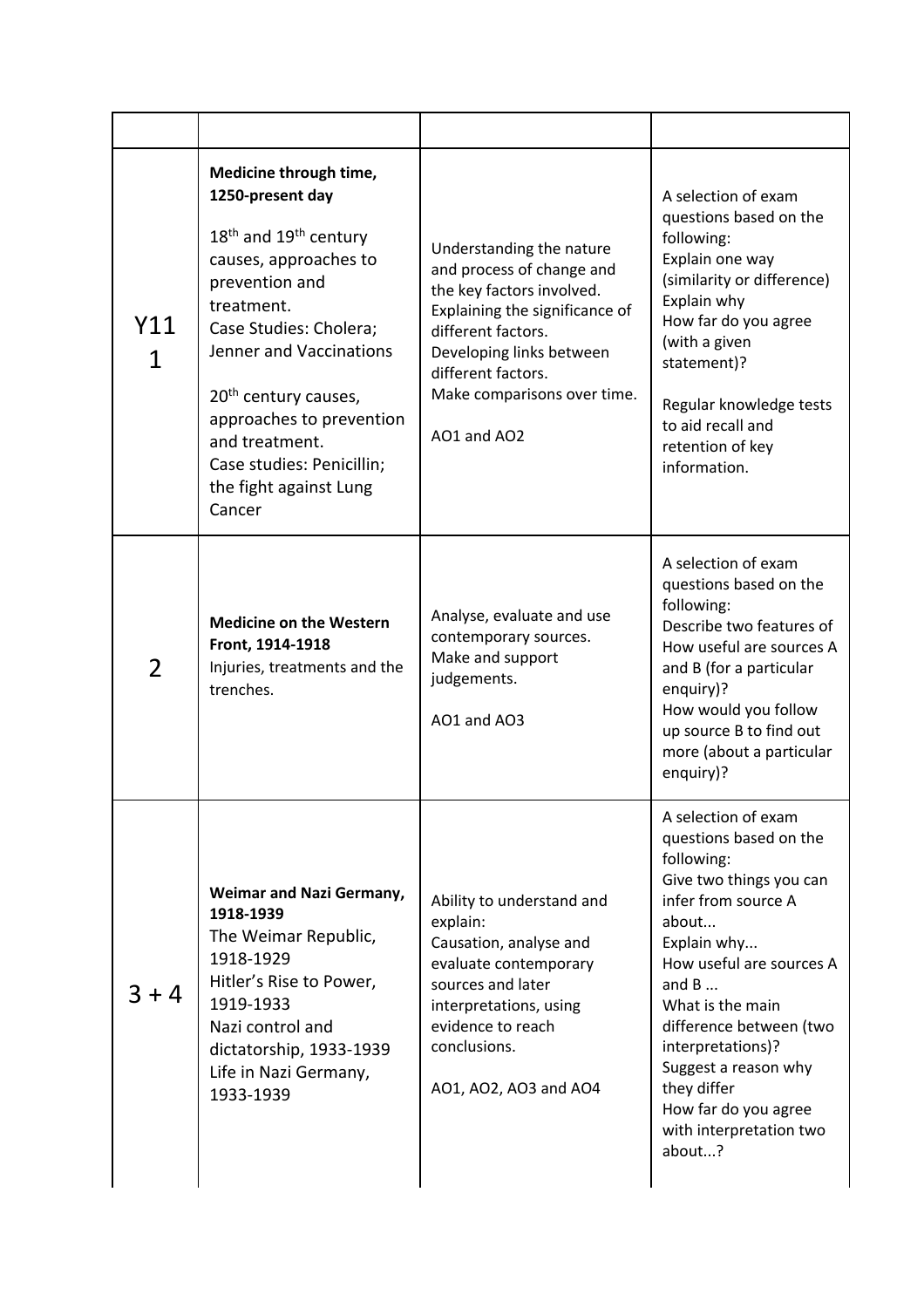| | | | |
|---|---|---|---|
| Y11 1 | **Medicine through time, 1250-present day**<br><br>18th and 19th century causes, approaches to prevention and treatment.<br>Case Studies: Cholera; Jenner and Vaccinations<br><br>20th century causes, approaches to prevention and treatment.<br>Case studies: Penicillin; the fight against Lung Cancer | Understanding the nature and process of change and the key factors involved.<br>Explaining the significance of different factors.<br>Developing links between different factors.<br>Make comparisons over time.<br><br>AO1 and AO2 | A selection of exam questions based on the following:<br>Explain one way (similarity or difference)<br>Explain why<br>How far do you agree (with a given statement)?<br><br>Regular knowledge tests to aid recall and retention of key information. |
| 2 | **Medicine on the Western Front, 1914-1918**<br>Injuries, treatments and the trenches. | Analyse, evaluate and use contemporary sources.<br>Make and support judgements.<br><br>AO1 and AO3 | A selection of exam questions based on the following:<br>Describe two features of<br>How useful are sources A and B (for a particular enquiry)?<br>How would you follow up source B to find out more (about a particular enquiry)? |
| 3 + 4 | **Weimar and Nazi Germany, 1918-1939**<br>The Weimar Republic, 1918-1929<br>Hitler's Rise to Power, 1919-1933<br>Nazi control and dictatorship, 1933-1939<br>Life in Nazi Germany, 1933-1939 | Ability to understand and explain:<br>Causation, analyse and evaluate contemporary sources and later interpretations, using evidence to reach conclusions.<br><br>AO1, AO2, AO3 and AO4 | A selection of exam questions based on the following:<br>Give two things you can infer from source A about...<br>Explain why...<br>How useful are sources A and B ...<br>What is the main difference between (two interpretations)?<br>Suggest a reason why they differ<br>How far do you agree with interpretation two about...? |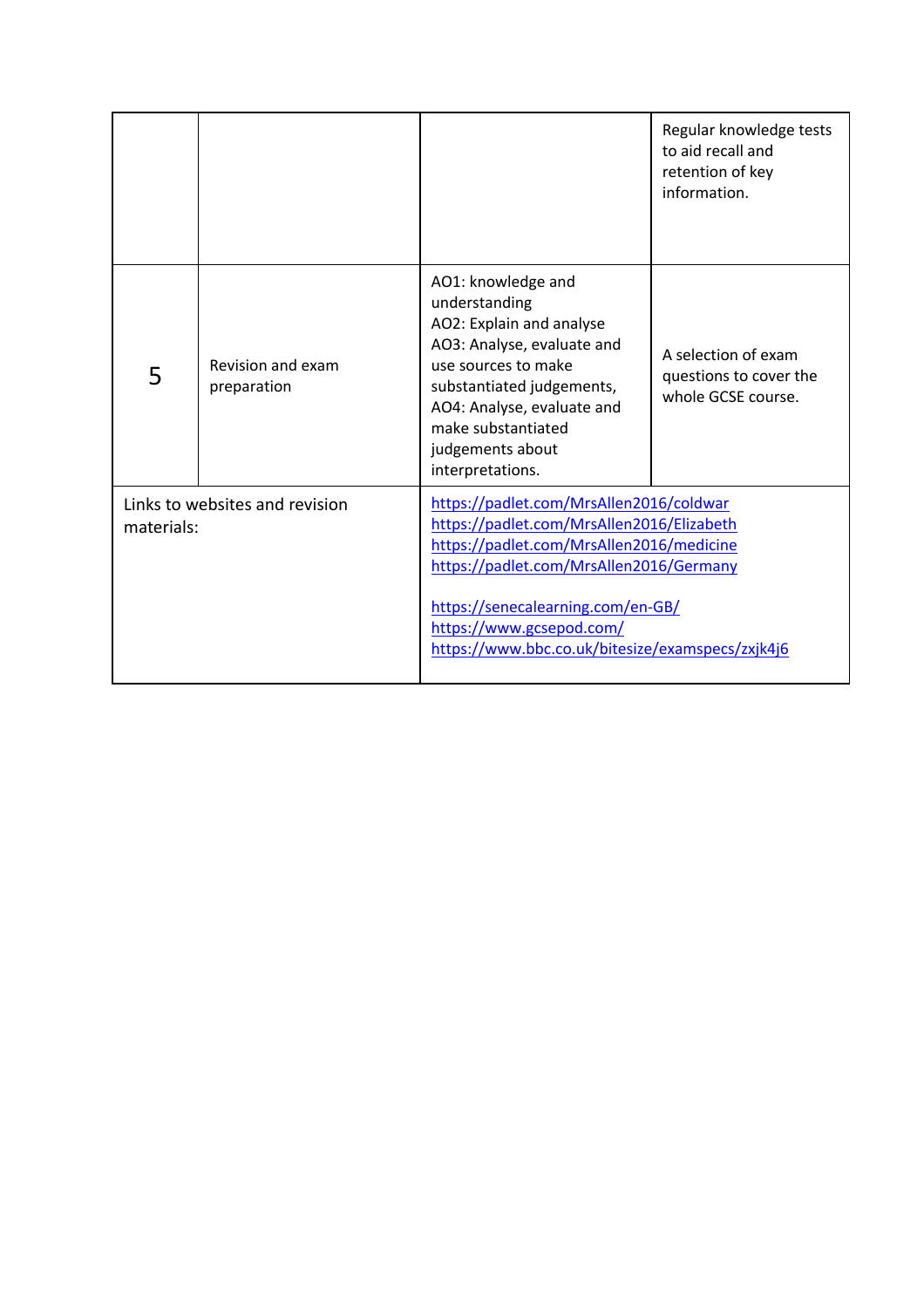| | | | |
|---|---|---|---|
| | | | Regular knowledge tests to aid recall and retention of key information. |
| 5 | Revision and exam preparation | AO1: knowledge and understanding<br>AO2: Explain and analyse<br>AO3: Analyse, evaluate and use sources to make substantiated judgements,<br>AO4: Analyse, evaluate and make substantiated judgements about interpretations. | A selection of exam questions to cover the whole GCSE course. |
| Links to websites and revision materials: | | https://padlet.com/MrsAllen2016/coldwar<br>https://padlet.com/MrsAllen2016/Elizabeth<br>https://padlet.com/MrsAllen2016/medicine<br>https://padlet.com/MrsAllen2016/Germany<br><br>https://senecalearning.com/en-GB/<br>https://www.gcsepod.com/<br>https://www.bbc.co.uk/bitesize/examspecs/zxjk4j6 | |